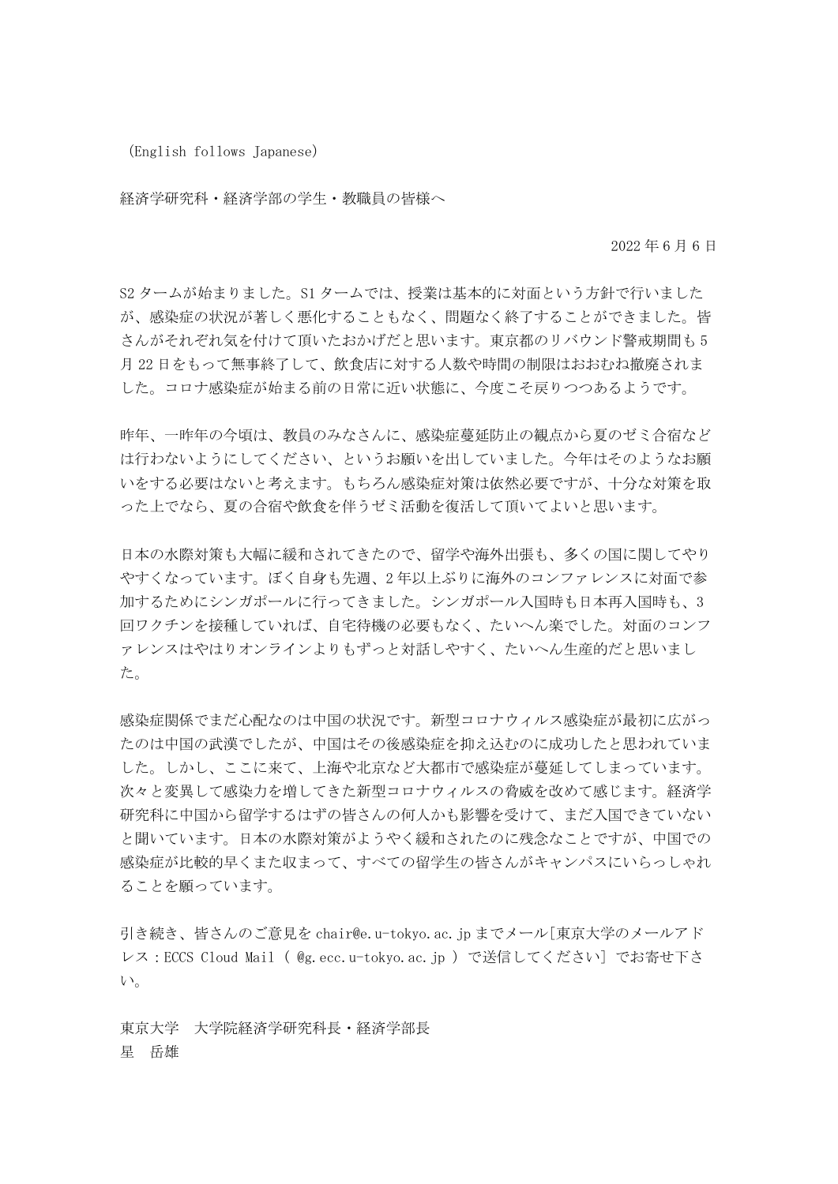（English follows Japanese)

経済学研究科・経済学部の学生・教職員の皆様へ

2022 年 6 月 6 日

S2 タームが始まりました。S1 タームでは、授業は基本的に対面という方針で行いましたが、感染症の状況が著しく悪化することもなく、問題なく終了することができました。皆さんがそれぞれ気を付けて頂いたおかげだと思います。東京都のリバウンド警戒期間も 5 月 22 日をもって無事終了して、飲食店に対する人数や時間の制限はおおむね撤廃されました。コロナ感染症が始まる前の日常に近い状態に、今度こそ戻りつつあるようです。

昨年、一昨年の今頃は、教員のみなさんに、感染症蔓延防止の観点から夏のゼミ合宿などは行わないようにしてください、というお願いを出していました。今年はそのようなお願いをする必要はないと考えます。もちろん感染症対策は依然必要ですが、十分な対策を取った上でなら、夏の合宿や飲食を伴うゼミ活動を復活して頂いてよいと思います。

日本の水際対策も大幅に緩和されてきたので、留学や海外出張も、多くの国に関してやりやすくなっています。ぼく自身も先週、2 年以上ぶりに海外のコンファレンスに対面で参加するためにシンガポールに行ってきました。シンガポール入国時も日本再入国時も、3 回ワクチンを接種していれば、自宅待機の必要もなく、たいへん楽でした。対面のコンファレンスはやはりオンラインよりもずっと対話しやすく、たいへん生産的だと思いました。

感染症関係でまだ心配なのは中国の状況です。新型コロナウィルス感染症が最初に広がったのは中国の武漢でしたが、中国はその後感染症を抑え込むのに成功したと思われていました。しかし、ここに来て、上海や北京など大都市で感染症が蔓延してしまっています。次々と変異して感染力を増してきた新型コロナウィルスの脅威を改めて感じます。経済学研究科に中国から留学するはずの皆さんの何人かも影響を受けて、まだ入国できていないと聞いています。日本の水際対策がようやく緩和されたのに残念なことですが、中国での感染症が比較的早くまた収まって、すべての留学生の皆さんがキャンパスにいらっしゃれることを願っています。

引き続き、皆さんのご意見を chair@e.u-tokyo.ac.jp までメール[東京大学のメールアドレス：ECCS Cloud Mail ( @g.ecc.u-tokyo.ac.jp ) で送信してください] でお寄せ下さい。

東京大学　大学院経済学研究科長・経済学部長
星　岳雄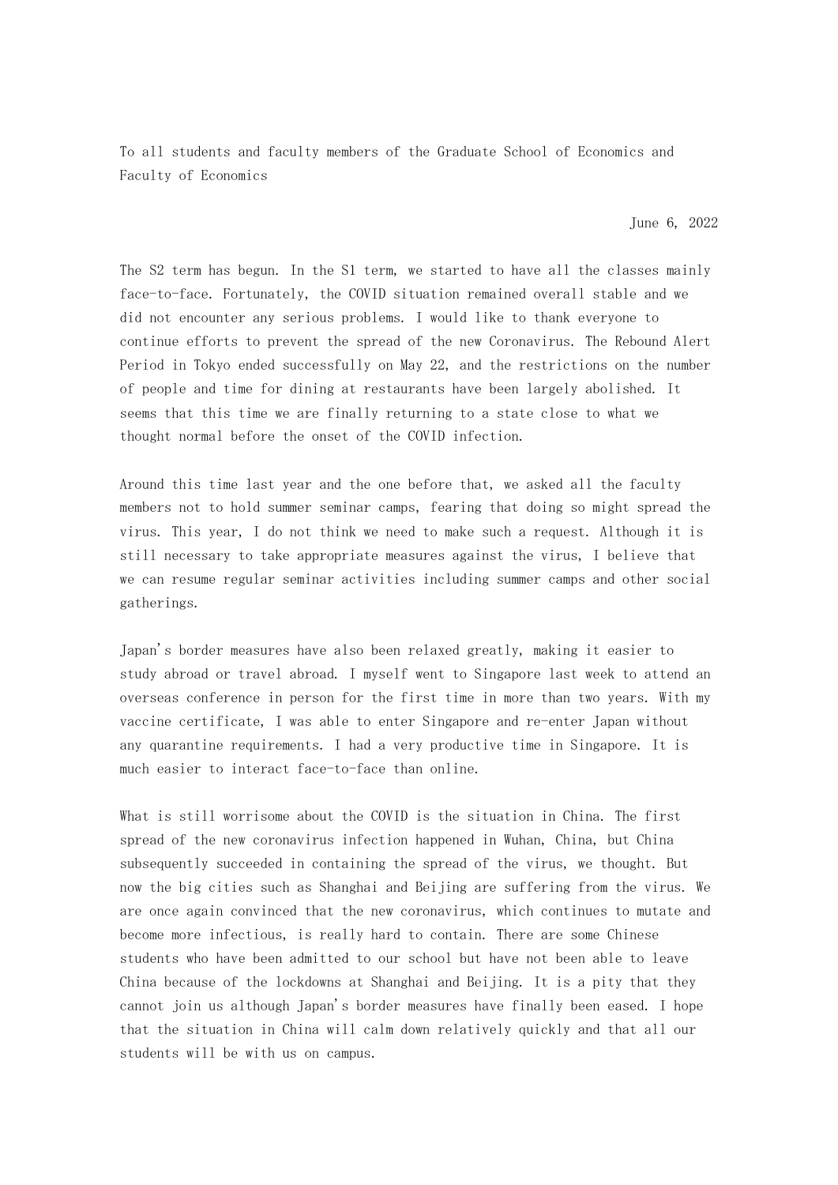To all students and faculty members of the Graduate School of Economics and Faculty of Economics

June 6, 2022

The S2 term has begun. In the S1 term, we started to have all the classes mainly face-to-face. Fortunately, the COVID situation remained overall stable and we did not encounter any serious problems. I would like to thank everyone to continue efforts to prevent the spread of the new Coronavirus. The Rebound Alert Period in Tokyo ended successfully on May 22, and the restrictions on the number of people and time for dining at restaurants have been largely abolished. It seems that this time we are finally returning to a state close to what we thought normal before the onset of the COVID infection.

Around this time last year and the one before that, we asked all the faculty members not to hold summer seminar camps, fearing that doing so might spread the virus. This year, I do not think we need to make such a request. Although it is still necessary to take appropriate measures against the virus, I believe that we can resume regular seminar activities including summer camps and other social gatherings.

Japan's border measures have also been relaxed greatly, making it easier to study abroad or travel abroad. I myself went to Singapore last week to attend an overseas conference in person for the first time in more than two years. With my vaccine certificate, I was able to enter Singapore and re-enter Japan without any quarantine requirements. I had a very productive time in Singapore. It is much easier to interact face-to-face than online.

What is still worrisome about the COVID is the situation in China. The first spread of the new coronavirus infection happened in Wuhan, China, but China subsequently succeeded in containing the spread of the virus, we thought. But now the big cities such as Shanghai and Beijing are suffering from the virus. We are once again convinced that the new coronavirus, which continues to mutate and become more infectious, is really hard to contain. There are some Chinese students who have been admitted to our school but have not been able to leave China because of the lockdowns at Shanghai and Beijing. It is a pity that they cannot join us although Japan's border measures have finally been eased. I hope that the situation in China will calm down relatively quickly and that all our students will be with us on campus.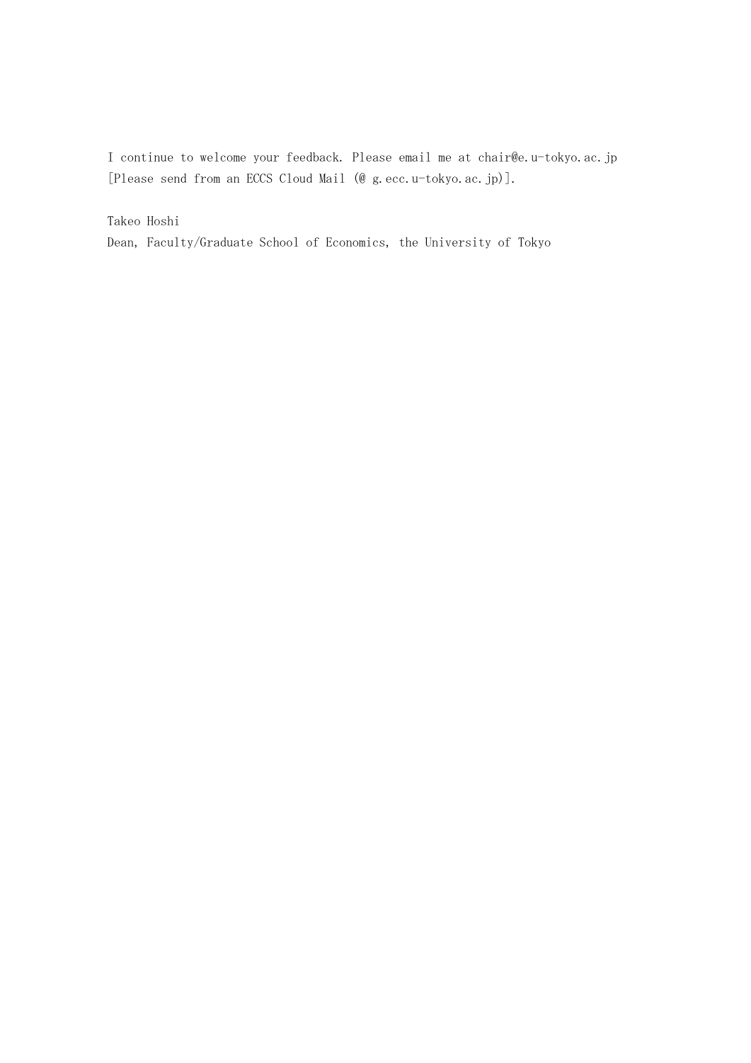I continue to welcome your feedback. Please email me at chair@e.u-tokyo.ac.jp [Please send from an ECCS Cloud Mail (@ g.ecc.u-tokyo.ac.jp)].

Takeo Hoshi
Dean, Faculty/Graduate School of Economics, the University of Tokyo